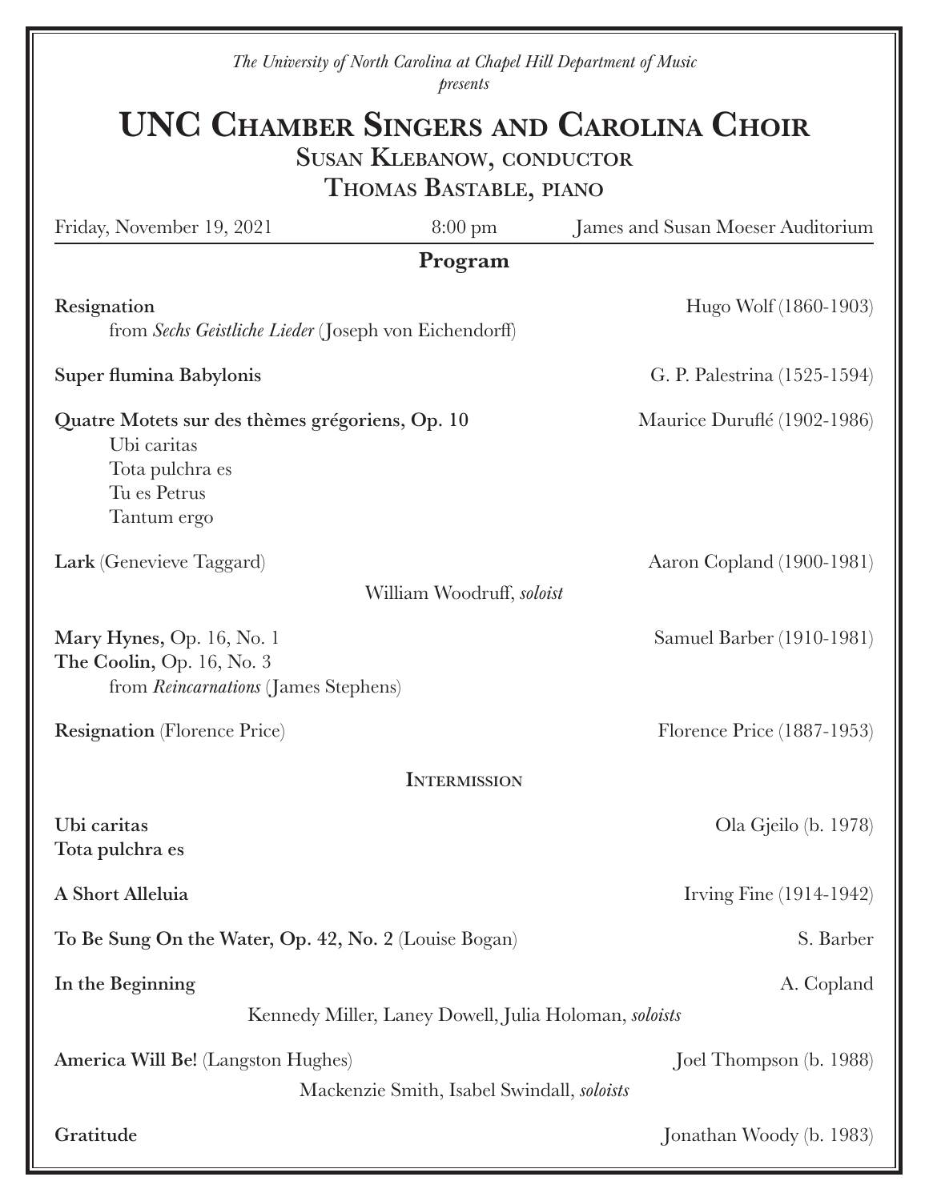*The University of North Carolina at Chapel Hill Department of Music*
*presents*

# UNC Chamber Singers and Carolina Choir

## Susan Klebanow, conductor

## Thomas Bastable, piano

Friday, November 19, 2021 | 8:00 pm | James and Susan Moeser Auditorium

### Program

**Resignation** — Hugo Wolf (1860-1903)
from *Sechs Geistliche Lieder* (Joseph von Eichendorff)

**Super flumina Babylonis** — G. P. Palestrina (1525-1594)

**Quatre Motets sur des thèmes grégoriens, Op. 10** — Maurice Duruflé (1902-1986)
- Ubi caritas
- Tota pulchra es
- Tu es Petrus
- Tantum ergo

**Lark** (Genevieve Taggard) — Aaron Copland (1900-1981)
William Woodruff, *soloist*

**Mary Hynes,** Op. 16, No. 1 — Samuel Barber (1910-1981)
**The Coolin,** Op. 16, No. 3
from *Reincarnations* (James Stephens)

**Resignation** (Florence Price) — Florence Price (1887-1953)

### Intermission

**Ubi caritas** — Ola Gjeilo (b. 1978)
**Tota pulchra es**

**A Short Alleluia** — Irving Fine (1914-1942)

**To Be Sung On the Water, Op. 42, No. 2** (Louise Bogan) — S. Barber

**In the Beginning** — A. Copland
Kennedy Miller, Laney Dowell, Julia Holoman, *soloists*

**America Will Be!** (Langston Hughes) — Joel Thompson (b. 1988)
Mackenzie Smith, Isabel Swindall, *soloists*

**Gratitude** — Jonathan Woody (b. 1983)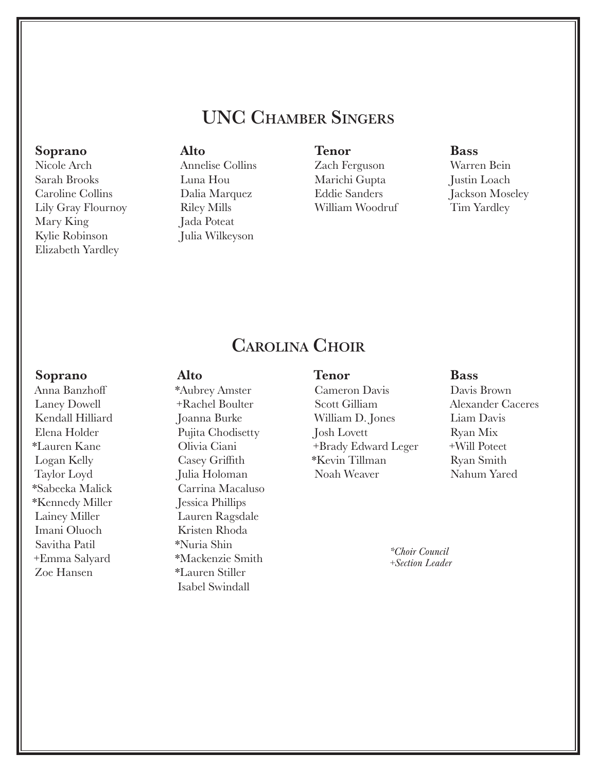## UNC Chamber Singers

**Soprano**
Nicole Arch
Sarah Brooks
Caroline Collins
Lily Gray Flournoy
Mary King
Kylie Robinson
Elizabeth Yardley

**Alto**
Annelise Collins
Luna Hou
Dalia Marquez
Riley Mills
Jada Poteat
Julia Wilkeyson

**Tenor**
Zach Ferguson
Marichi Gupta
Eddie Sanders
William Woodruf

**Bass**
Warren Bein
Justin Loach
Jackson Moseley
Tim Yardley

## Carolina Choir

**Soprano**
Anna Banzhoff
Laney Dowell
Kendall Hilliard
Elena Holder
*Lauren Kane
Logan Kelly
Taylor Loyd
*Sabeeka Malick
*Kennedy Miller
Lainey Miller
Imani Oluoch
Savitha Patil
+Emma Salyard
Zoe Hansen

**Alto**
*Aubrey Amster
+Rachel Boulter
Joanna Burke
Pujita Chodisetty
Olivia Ciani
Casey Griffith
Julia Holoman
Carrina Macaluso
Jessica Phillips
Lauren Ragsdale
Kristen Rhoda
*Nuria Shin
*Mackenzie Smith
*Lauren Stiller
Isabel Swindall

**Tenor**
Cameron Davis
Scott Gilliam
William D. Jones
Josh Lovett
+Brady Edward Leger
*Kevin Tillman
Noah Weaver

**Bass**
Davis Brown
Alexander Caceres
Liam Davis
Ryan Mix
+Will Poteet
Ryan Smith
Nahum Yared

*\*Choir Council*
*+Section Leader*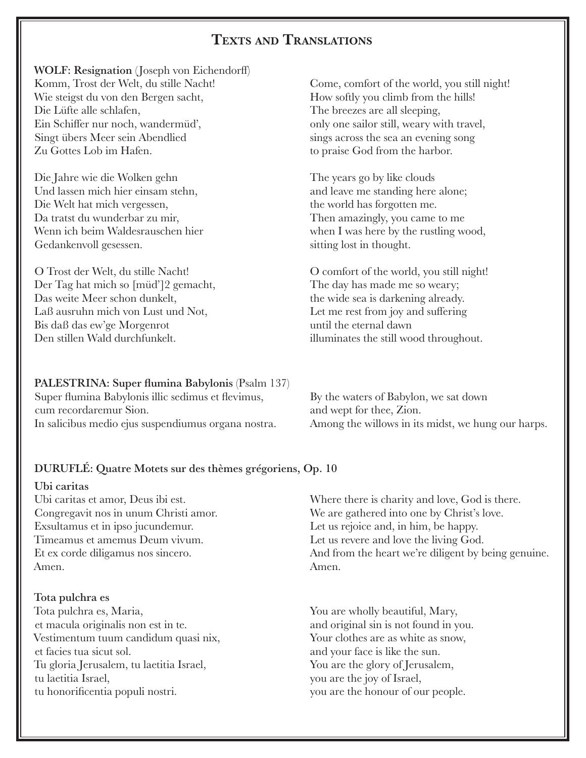# Texts and Translations

**WOLF: Resignation** (Joseph von Eichendorff)

Komm, Trost der Welt, du stille Nacht!
Wie steigst du von den Bergen sacht,
Die Lüfte alle schlafen,
Ein Schiffer nur noch, wandermüd',
Singt übers Meer sein Abendlied
Zu Gottes Lob im Hafen.

Come, comfort of the world, you still night!
How softly you climb from the hills!
The breezes are all sleeping,
only one sailor still, weary with travel,
sings across the sea an evening song
to praise God from the harbor.

Die Jahre wie die Wolken gehn
Und lassen mich hier einsam stehn,
Die Welt hat mich vergessen,
Da tratst du wunderbar zu mir,
Wenn ich beim Waldesrauschen hier
Gedankenvoll gesessen.

The years go by like clouds
and leave me standing here alone;
the world has forgotten me.
Then amazingly, you came to me
when I was here by the rustling wood,
sitting lost in thought.

O Trost der Welt, du stille Nacht!
Der Tag hat mich so [müd']2 gemacht,
Das weite Meer schon dunkelt,
Laß ausruhn mich von Lust und Not,
Bis daß das ew'ge Morgenrot
Den stillen Wald durchfunkelt.

O comfort of the world, you still night!
The day has made me so weary;
the wide sea is darkening already.
Let me rest from joy and suffering
until the eternal dawn
illuminates the still wood throughout.

**PALESTRINA: Super flumina Babylonis** (Psalm 137)

Super flumina Babylonis illic sedimus et flevimus,
cum recordaremur Sion.
In salicibus medio ejus suspendiumus organa nostra.

By the waters of Babylon, we sat down
and wept for thee, Zion.
Among the willows in its midst, we hung our harps.

**DURUFLÉ: Quatre Motets sur des thèmes grégoriens, Op. 10**

**Ubi caritas**

Ubi caritas et amor, Deus ibi est.
Congregavit nos in unum Christi amor.
Exsultamus et in ipso jucundemur.
Timeamus et amemus Deum vivum.
Et ex corde diligamus nos sincero.
Amen.

Where there is charity and love, God is there.
We are gathered into one by Christ's love.
Let us rejoice and, in him, be happy.
Let us revere and love the living God.
And from the heart we're diligent by being genuine.
Amen.

**Tota pulchra es**

Tota pulchra es, Maria,
et macula originalis non est in te.
Vestimentum tuum candidum quasi nix,
et facies tua sicut sol.
Tu gloria Jerusalem, tu laetitia Israel,
tu laetitia Israel,
tu honorificentia populi nostri.

You are wholly beautiful, Mary,
and original sin is not found in you.
Your clothes are as white as snow,
and your face is like the sun.
You are the glory of Jerusalem,
you are the joy of Israel,
you are the honour of our people.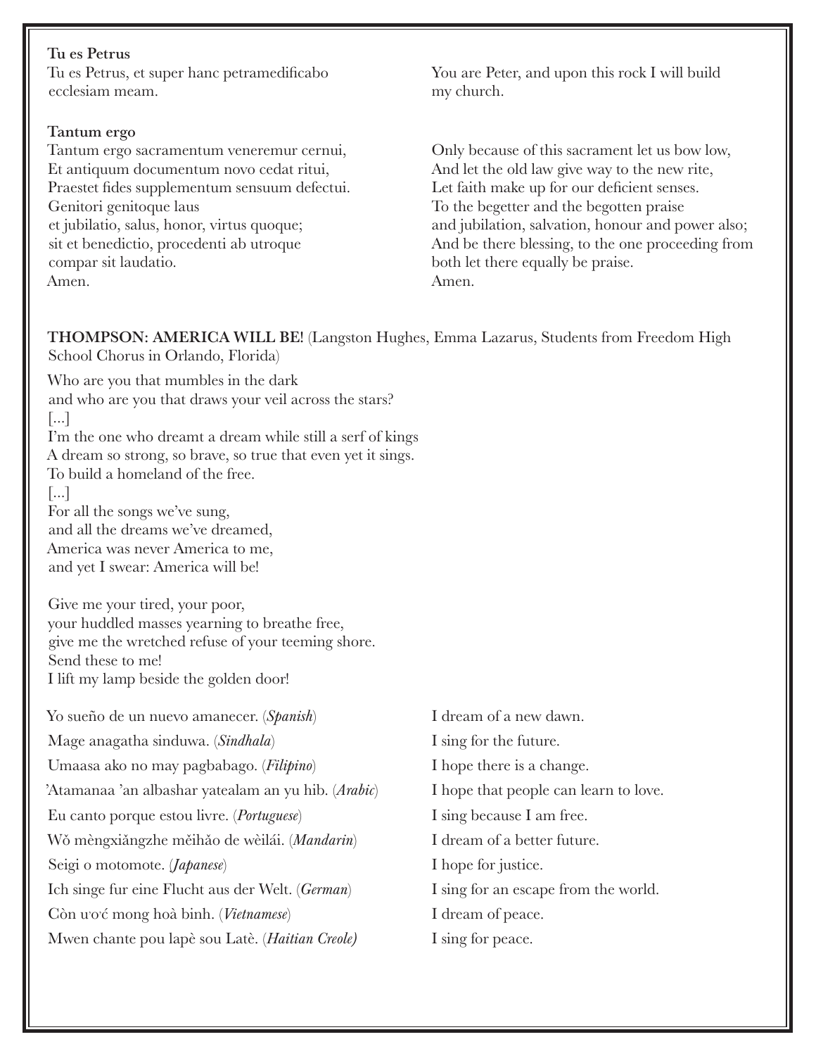**Tu es Petrus**

Tu es Petrus, et super hanc petramedificabo ecclesiam meam.

You are Peter, and upon this rock I will build my church.

**Tantum ergo**

Tantum ergo sacramentum veneremur cernui,
Et antiquum documentum novo cedat ritui,
Praestet fides supplementum sensuum defectui.
Genitori genitoque laus
et jubilatio, salus, honor, virtus quoque;
sit et benedictio, procedenti ab utroque
compar sit laudatio.
Amen.

Only because of this sacrament let us bow low,
And let the old law give way to the new rite,
Let faith make up for our deficient senses.
To the begetter and the begotten praise
and jubilation, salvation, honour and power also;
And be there blessing, to the one proceeding from
both let there equally be praise.
Amen.

**THOMPSON: AMERICA WILL BE!** (Langston Hughes, Emma Lazarus, Students from Freedom High School Chorus in Orlando, Florida)

Who are you that mumbles in the dark
and who are you that draws your veil across the stars?
[...]
I'm the one who dreamt a dream while still a serf of kings
A dream so strong, so brave, so true that even yet it sings.
To build a homeland of the free.
[...]
For all the songs we've sung,
and all the dreams we've dreamed,
America was never America to me,
and yet I swear: America will be!

Give me your tired, your poor,
your huddled masses yearning to breathe free,
give me the wretched refuse of your teeming shore.
Send these to me!
I lift my lamp beside the golden door!

| | |
|---|---|
| Yo sueño de un nuevo amanecer. (*Spanish*) | I dream of a new dawn. |
| Mage anagatha sinduwa. (*Sindhala*) | I sing for the future. |
| Umaasa ako no may pagbabago. (*Filipino*) | I hope there is a change. |
| 'Atamanaa 'an albashar yatealam an yu hib. (*Arabic*) | I hope that people can learn to love. |
| Eu canto porque estou livre. (*Portuguese*) | I sing because I am free. |
| Wǒ mèngxiǎngzhe měihǎo de wèilái. (*Mandarin*) | I dream of a better future. |
| Seigi o motomote. (*Japanese*) | I hope for justice. |
| Ich singe fur eine Flucht aus der Welt. (*German*) | I sing for an escape from the world. |
| Còn ước mong hoà binh. (*Vietnamese*) | I dream of peace. |
| Mwen chante pou lapè sou Latè. (*Haitian Creole*) | I sing for peace. |